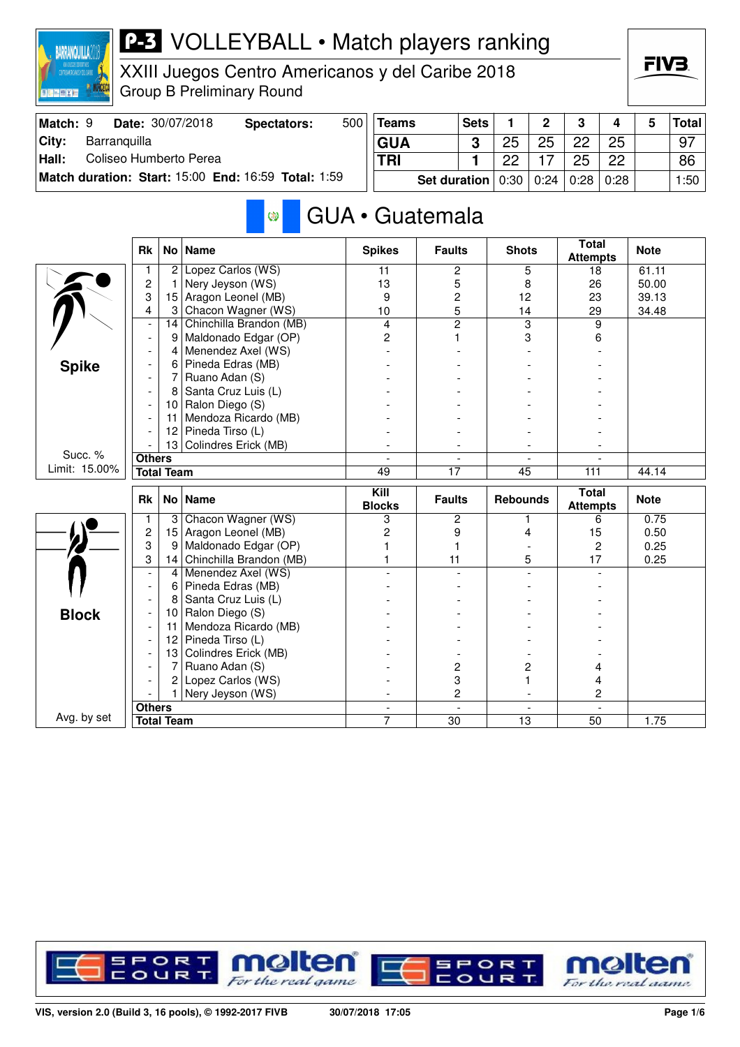# P-3 VOLLEYBALL • Match players ranking

## XXIII Juegos Centro Americanos y del Caribe 2018

### Group B Preliminary Round

| | | | |
|---|---|---|---|
| **Match:** 9 | **Date:** 30/07/2018 | **Spectators:** | 500 |
| **City:** | Barranquilla | | |
| **Hall:** | Coliseo Humberto Perea | | |
| **Match duration: Start:** 15:00 | **End:** 16:59 | **Total:** 1:59 | |

| Teams | Sets | 1 | 2 | 3 | 4 | 5 | Total |
|---|---|---|---|---|---|---|---|
| GUA | 3 | 25 | 25 | 22 | 25 | | 97 |
| TRI | 1 | 22 | 17 | 25 | 22 | | 86 |
| Set duration | | 0:30 | 0:24 | 0:28 | 0:28 | | 1:50 |

## GUA • Guatemala

### Spike

Succ. %
Limit: 15.00%

| Rk | No | Name | Spikes | Faults | Shots | Total Attempts | Note |
|---|---|---|---|---|---|---|---|
| 1 | 2 | Lopez Carlos (WS) | 11 | 2 | 5 | 18 | 61.11 |
| 2 | 1 | Nery Jeyson (WS) | 13 | 5 | 8 | 26 | 50.00 |
| 3 | 15 | Aragon Leonel (MB) | 9 | 2 | 12 | 23 | 39.13 |
| 4 | 3 | Chacon Wagner (WS) | 10 | 5 | 14 | 29 | 34.48 |
| - | 14 | Chinchilla Brandon (MB) | 4 | 2 | 3 | 9 | |
| - | 9 | Maldonado Edgar (OP) | 2 | 1 | 3 | 6 | |
| - | 4 | Menendez Axel (WS) | - | - | - | - | |
| - | 6 | Pineda Edras (MB) | - | - | - | - | |
| - | 7 | Ruano Adan (S) | - | - | - | - | |
| - | 8 | Santa Cruz Luis (L) | - | - | - | - | |
| - | 10 | Ralon Diego (S) | - | - | - | - | |
| - | 11 | Mendoza Ricardo (MB) | - | - | - | - | |
| - | 12 | Pineda Tirso (L) | - | - | - | - | |
| - | 13 | Colindres Erick (MB) | - | - | - | - | |
| **Others** | | | - | - | - | - | |
| **Total Team** | | | 49 | 17 | 45 | 111 | 44.14 |

### Block

Avg. by set

| Rk | No | Name | Kill Blocks | Faults | Rebounds | Total Attempts | Note |
|---|---|---|---|---|---|---|---|
| 1 | 3 | Chacon Wagner (WS) | 3 | 2 | 1 | 6 | 0.75 |
| 2 | 15 | Aragon Leonel (MB) | 2 | 9 | 4 | 15 | 0.50 |
| 3 | 9 | Maldonado Edgar (OP) | 1 | 1 | - | 2 | 0.25 |
| 3 | 14 | Chinchilla Brandon (MB) | 1 | 11 | 5 | 17 | 0.25 |
| - | 4 | Menendez Axel (WS) | - | - | - | - | |
| - | 6 | Pineda Edras (MB) | - | - | - | - | |
| - | 8 | Santa Cruz Luis (L) | - | - | - | - | |
| - | 10 | Ralon Diego (S) | - | - | - | - | |
| - | 11 | Mendoza Ricardo (MB) | - | - | - | - | |
| - | 12 | Pineda Tirso (L) | - | - | - | - | |
| - | 13 | Colindres Erick (MB) | - | - | - | - | |
| - | 7 | Ruano Adan (S) | - | 2 | 2 | 4 | |
| - | 2 | Lopez Carlos (WS) | - | 3 | 1 | 4 | |
| - | 1 | Nery Jeyson (WS) | - | 2 | - | 2 | |
| **Others** | | | - | - | - | - | |
| **Total Team** | | | 7 | 30 | 13 | 50 | 1.75 |

VIS, version 2.0 (Build 3, 16 pools), © 1992-2017 FIVB 30/07/2018 17:05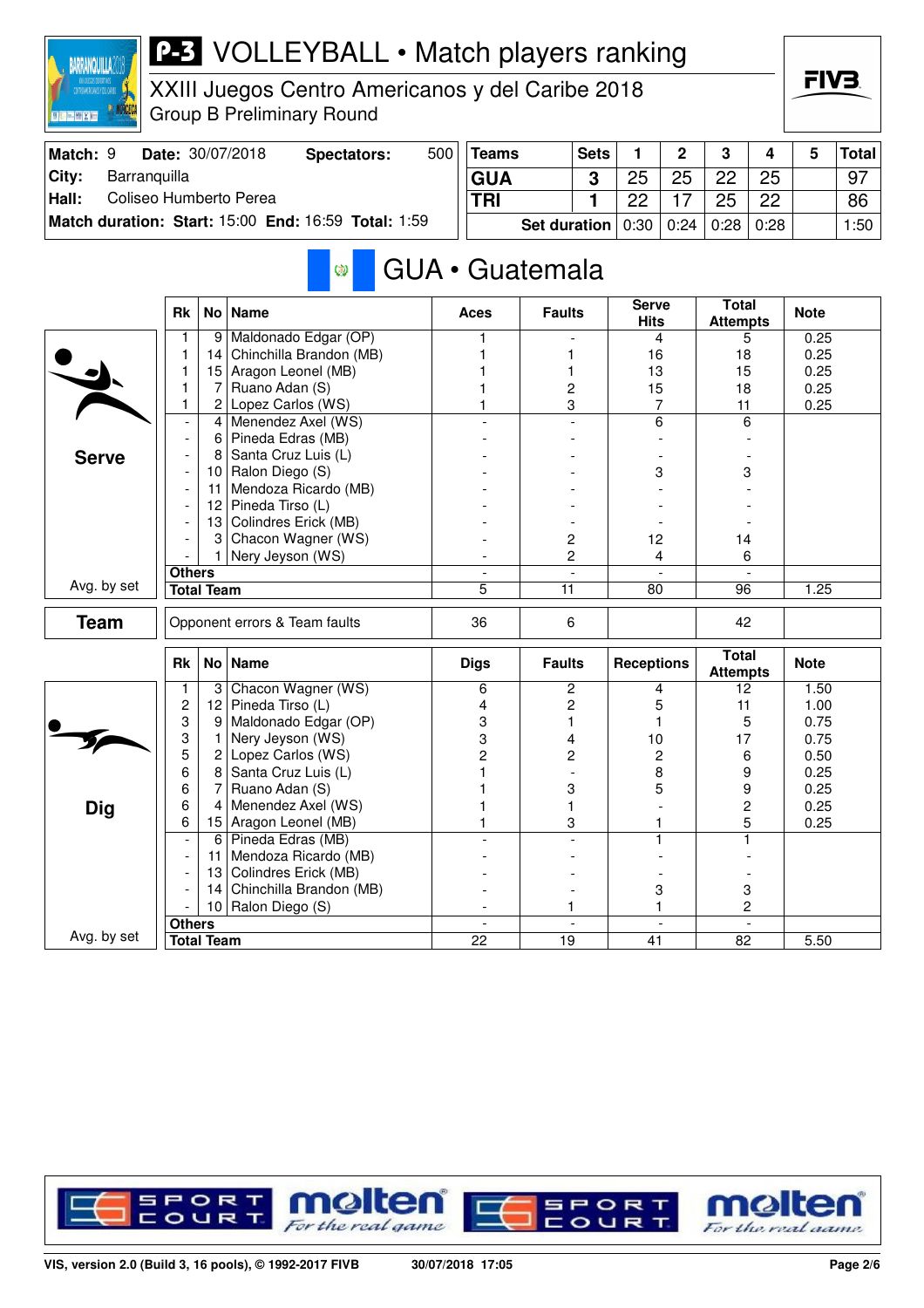# P-3 VOLLEYBALL • Match players ranking

## XXIII Juegos Centro Americanos y del Caribe 2018
Group B Preliminary Round

| Match: 9 | Date: 30/07/2018 | Spectators: | 500 |
|---|---|---|---|
| City: | Barranquilla | | |
| Hall: | Coliseo Humberto Perea | | |
| Match duration: Start: 15:00 | End: 16:59 | Total: 1:59 | |

| Teams | Sets | 1 | 2 | 3 | 4 | 5 | Total |
|---|---|---|---|---|---|---|---|
| GUA | 3 | 25 | 25 | 22 | 25 | | 97 |
| TRI | 1 | 22 | 17 | 25 | 22 | | 86 |
| Set duration | | 0:30 | 0:24 | 0:28 | 0:28 | | 1:50 |

## GUA • Guatemala

### Serve

| Rk | No | Name | Aces | Faults | Serve Hits | Total Attempts | Note |
|---|---|---|---|---|---|---|---|
| 1 | 9 | Maldonado Edgar (OP) | 1 | - | 4 | 5 | 0.25 |
| 1 | 14 | Chinchilla Brandon (MB) | 1 | 1 | 16 | 18 | 0.25 |
| 1 | 15 | Aragon Leonel (MB) | 1 | 1 | 13 | 15 | 0.25 |
| 1 | 7 | Ruano Adan (S) | 1 | 2 | 15 | 18 | 0.25 |
| 1 | 2 | Lopez Carlos (WS) | 1 | 3 | 7 | 11 | 0.25 |
| - | 4 | Menendez Axel (WS) | - | - | 6 | 6 | |
| - | 6 | Pineda Edras (MB) | - | - | - | - | |
| - | 8 | Santa Cruz Luis (L) | - | - | - | - | |
| - | 10 | Ralon Diego (S) | - | - | 3 | 3 | |
| - | 11 | Mendoza Ricardo (MB) | - | - | - | - | |
| - | 12 | Pineda Tirso (L) | - | - | - | - | |
| - | 13 | Colindres Erick (MB) | - | - | - | - | |
| - | 3 | Chacon Wagner (WS) | - | 2 | 12 | 14 | |
| - | 1 | Nery Jeyson (WS) | - | 2 | 4 | 6 | |
| Others | | | - | - | - | - | |
| Total Team | | | 5 | 11 | 80 | 96 | 1.25 |

Avg. by set

### Team

| | Opponent errors & Team faults | 36 | 6 | | 42 | |
|---|---|---|---|---|---|---|

### Dig

| Rk | No | Name | Digs | Faults | Receptions | Total Attempts | Note |
|---|---|---|---|---|---|---|---|
| 1 | 3 | Chacon Wagner (WS) | 6 | 2 | 4 | 12 | 1.50 |
| 2 | 12 | Pineda Tirso (L) | 4 | 2 | 5 | 11 | 1.00 |
| 3 | 9 | Maldonado Edgar (OP) | 3 | 1 | 1 | 5 | 0.75 |
| 3 | 1 | Nery Jeyson (WS) | 3 | 4 | 10 | 17 | 0.75 |
| 5 | 2 | Lopez Carlos (WS) | 2 | 2 | 2 | 6 | 0.50 |
| 6 | 8 | Santa Cruz Luis (L) | 1 | - | 8 | 9 | 0.25 |
| 6 | 7 | Ruano Adan (S) | 1 | 3 | 5 | 9 | 0.25 |
| 6 | 4 | Menendez Axel (WS) | 1 | 1 | - | 2 | 0.25 |
| 6 | 15 | Aragon Leonel (MB) | 1 | 3 | 1 | 5 | 0.25 |
| - | 6 | Pineda Edras (MB) | - | - | 1 | 1 | |
| - | 11 | Mendoza Ricardo (MB) | - | - | - | - | |
| - | 13 | Colindres Erick (MB) | - | - | - | - | |
| - | 14 | Chinchilla Brandon (MB) | - | - | 3 | 3 | |
| - | 10 | Ralon Diego (S) | - | 1 | 1 | 2 | |
| Others | | | - | - | - | - | |
| Total Team | | | 22 | 19 | 41 | 82 | 5.50 |

Avg. by set

VIS, version 2.0 (Build 3, 16 pools), © 1992-2017 FIVB 30/07/2018 17:05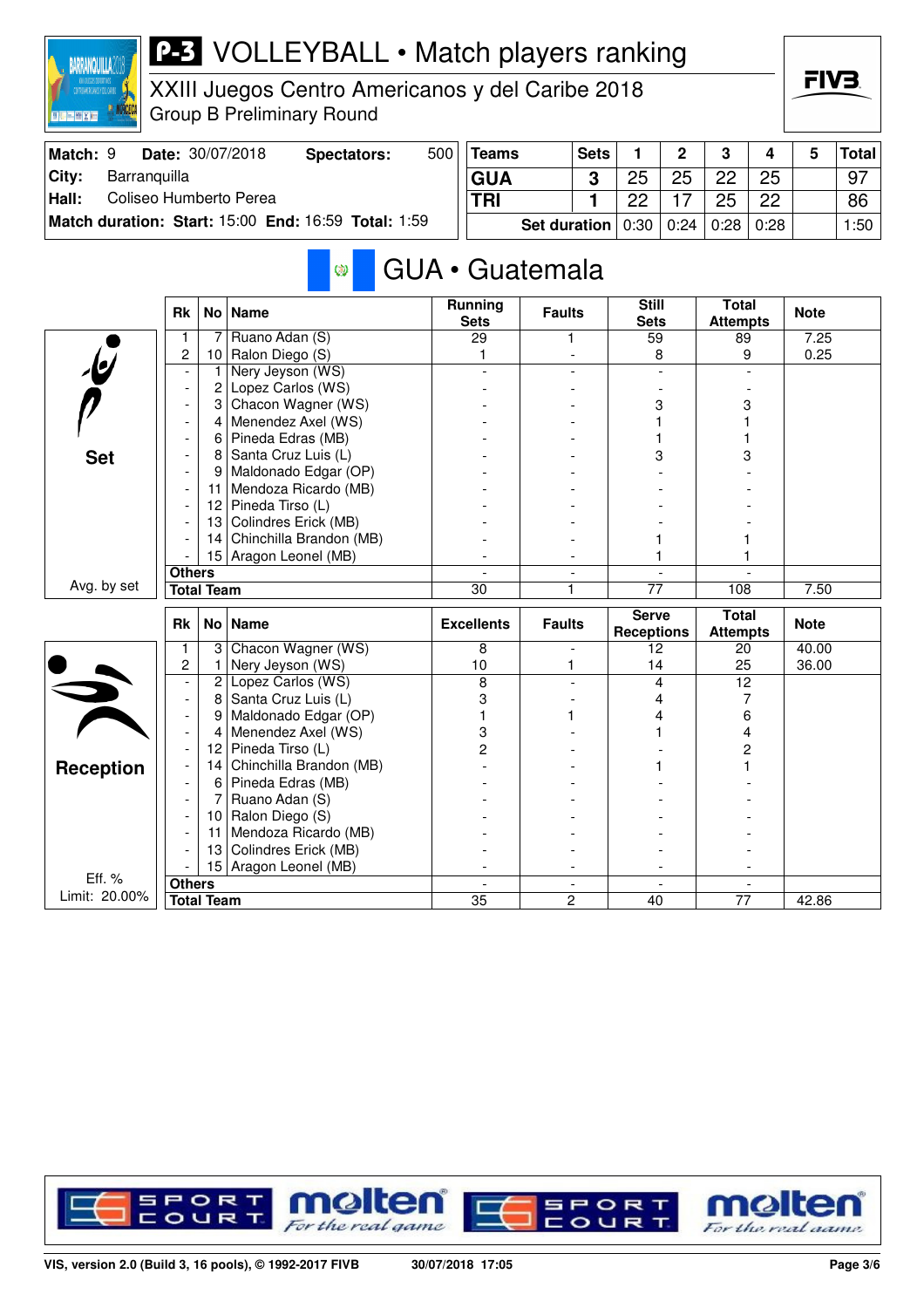# P-3 VOLLEYBALL • Match players ranking

## XXIII Juegos Centro Americanos y del Caribe 2018

Group B Preliminary Round

| Match: 9 | Date: 30/07/2018 | Spectators: | 500 |
|---|---|---|---|
| City: | Barranquilla | | |
| Hall: | Coliseo Humberto Perea | | |
| Match duration: | Start: 15:00 | End: 16:59 | Total: 1:59 |

| Teams | Sets | 1 | 2 | 3 | 4 | 5 | Total |
|---|---|---|---|---|---|---|---|
| GUA | 3 | 25 | 25 | 22 | 25 | | 97 |
| TRI | 1 | 22 | 17 | 25 | 22 | | 86 |
| Set duration | | 0:30 | 0:24 | 0:28 | 0:28 | | 1:50 |

## GUA • Guatemala

### Set

| Rk | No | Name | Running Sets | Faults | Still Sets | Total Attempts | Note |
|---|---|---|---|---|---|---|---|
| 1 | 7 | Ruano Adan (S) | 29 | 1 | 59 | 89 | 7.25 |
| 2 | 10 | Ralon Diego (S) | 1 | - | 8 | 9 | 0.25 |
| - | 1 | Nery Jeyson (WS) | - | - | - | - | |
| - | 2 | Lopez Carlos (WS) | - | - | - | - | |
| - | 3 | Chacon Wagner (WS) | - | - | 3 | 3 | |
| - | 4 | Menendez Axel (WS) | - | - | 1 | 1 | |
| - | 6 | Pineda Edras (MB) | - | - | 1 | 1 | |
| - | 8 | Santa Cruz Luis (L) | - | - | 3 | 3 | |
| - | 9 | Maldonado Edgar (OP) | - | - | - | - | |
| - | 11 | Mendoza Ricardo (MB) | - | - | - | - | |
| - | 12 | Pineda Tirso (L) | - | - | - | - | |
| - | 13 | Colindres Erick (MB) | - | - | - | - | |
| - | 14 | Chinchilla Brandon (MB) | - | - | 1 | 1 | |
| - | 15 | Aragon Leonel (MB) | - | - | 1 | 1 | |
| Others | | | - | - | - | - | |
| Total Team | | | 30 | 1 | 77 | 108 | 7.50 |

Avg. by set

### Reception

| Rk | No | Name | Excellents | Faults | Serve Receptions | Total Attempts | Note |
|---|---|---|---|---|---|---|---|
| 1 | 3 | Chacon Wagner (WS) | 8 | - | 12 | 20 | 40.00 |
| 2 | 1 | Nery Jeyson (WS) | 10 | 1 | 14 | 25 | 36.00 |
| - | 2 | Lopez Carlos (WS) | 8 | - | 4 | 12 | |
| - | 8 | Santa Cruz Luis (L) | 3 | - | 4 | 7 | |
| - | 9 | Maldonado Edgar (OP) | 1 | 1 | 4 | 6 | |
| - | 4 | Menendez Axel (WS) | 3 | - | 1 | 4 | |
| - | 12 | Pineda Tirso (L) | 2 | - | - | 2 | |
| - | 14 | Chinchilla Brandon (MB) | - | - | 1 | 1 | |
| - | 6 | Pineda Edras (MB) | - | - | - | - | |
| - | 7 | Ruano Adan (S) | - | - | - | - | |
| - | 10 | Ralon Diego (S) | - | - | - | - | |
| - | 11 | Mendoza Ricardo (MB) | - | - | - | - | |
| - | 13 | Colindres Erick (MB) | - | - | - | - | |
| - | 15 | Aragon Leonel (MB) | - | - | - | - | |
| Others | | | - | - | - | - | |
| Total Team | | | 35 | 2 | 40 | 77 | 42.86 |

Eff. %
Limit: 20.00%

VIS, version 2.0 (Build 3, 16 pools), © 1992-2017 FIVB    30/07/2018 17:05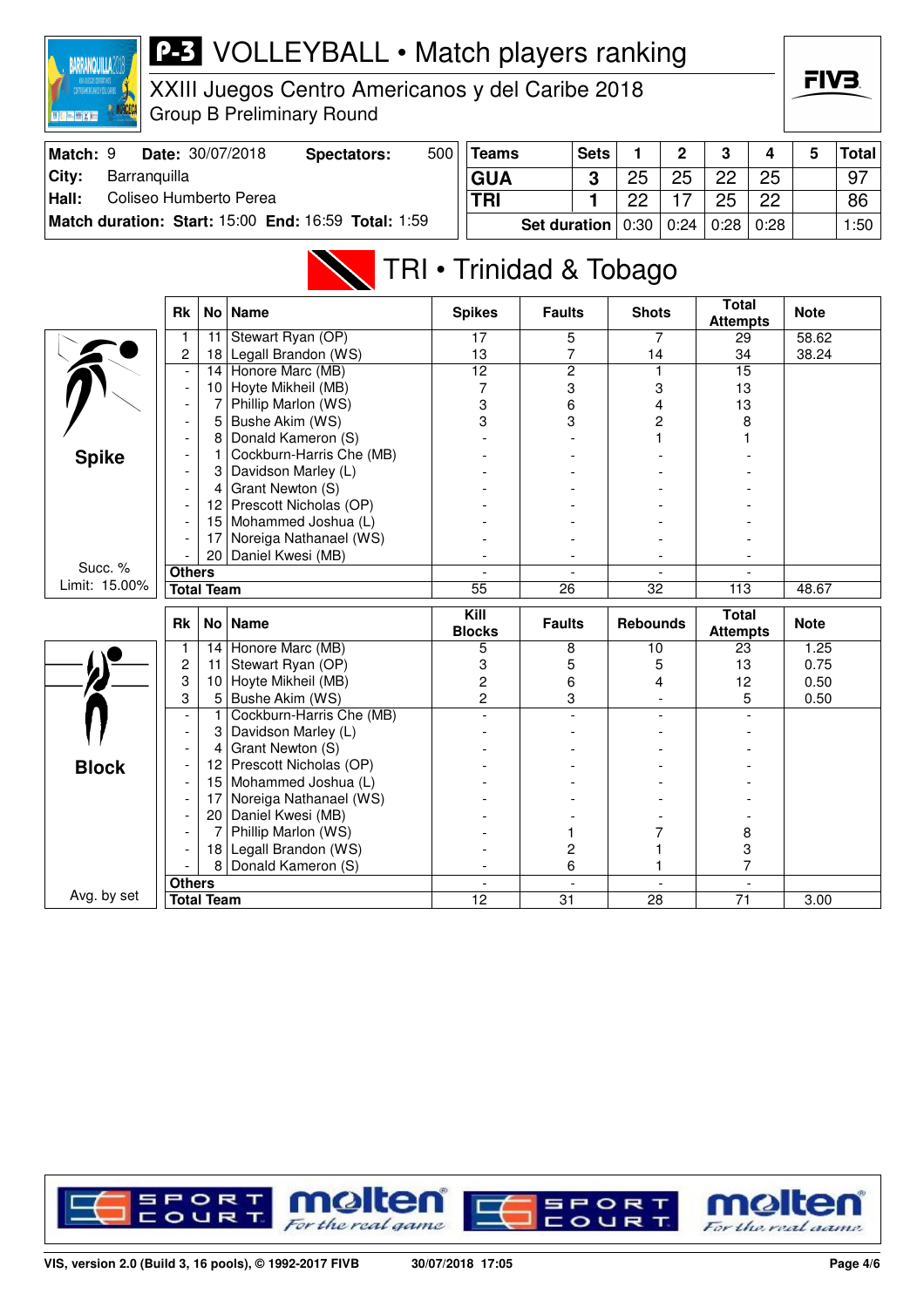# P-3 VOLLEYBALL • Match players ranking

XXIII Juegos Centro Americanos y del Caribe 2018
Group B Preliminary Round

| Match: 9 | Date: 30/07/2018 | Spectators: | 500 |
|---|---|---|---|
| City: | Barranquilla | | |
| Hall: | Coliseo Humberto Perea | | |
| Match duration: | Start: 15:00 | End: 16:59 | Total: 1:59 |

| Teams | Sets | 1 | 2 | 3 | 4 | 5 | Total |
|---|---|---|---|---|---|---|---|
| GUA | 3 | 25 | 25 | 22 | 25 | | 97 |
| TRI | 1 | 22 | 17 | 25 | 22 | | 86 |
| Set duration | | 0:30 | 0:24 | 0:28 | 0:28 | | 1:50 |

## TRI • Trinidad & Tobago

### Spike

Succ. % Limit: 15.00%

| Rk | No | Name | Spikes | Faults | Shots | Total Attempts | Note |
|---|---|---|---|---|---|---|---|
| 1 | 11 | Stewart Ryan (OP) | 17 | 5 | 7 | 29 | 58.62 |
| 2 | 18 | Legall Brandon (WS) | 13 | 7 | 14 | 34 | 38.24 |
| - | 14 | Honore Marc (MB) | 12 | 2 | 1 | 15 | |
| - | 10 | Hoyte Mikheil (MB) | 7 | 3 | 3 | 13 | |
| - | 7 | Phillip Marlon (WS) | 3 | 6 | 4 | 13 | |
| - | 5 | Bushe Akim (WS) | 3 | 3 | 2 | 8 | |
| - | 8 | Donald Kameron (S) | - | - | 1 | 1 | |
| - | 1 | Cockburn-Harris Che (MB) | - | - | - | - | |
| - | 3 | Davidson Marley (L) | - | - | - | - | |
| - | 4 | Grant Newton (S) | - | - | - | - | |
| - | 12 | Prescott Nicholas (OP) | - | - | - | - | |
| - | 15 | Mohammed Joshua (L) | - | - | - | - | |
| - | 17 | Noreiga Nathanael (WS) | - | - | - | - | |
| - | 20 | Daniel Kwesi (MB) | - | - | - | - | |
| Others | | | - | - | - | - | |
| Total Team | | | 55 | 26 | 32 | 113 | 48.67 |

### Block

Avg. by set

| Rk | No | Name | Kill Blocks | Faults | Rebounds | Total Attempts | Note |
|---|---|---|---|---|---|---|---|
| 1 | 14 | Honore Marc (MB) | 5 | 8 | 10 | 23 | 1.25 |
| 2 | 11 | Stewart Ryan (OP) | 3 | 5 | 5 | 13 | 0.75 |
| 3 | 10 | Hoyte Mikheil (MB) | 2 | 6 | 4 | 12 | 0.50 |
| 3 | 5 | Bushe Akim (WS) | 2 | 3 | - | 5 | 0.50 |
| - | 1 | Cockburn-Harris Che (MB) | - | - | - | - | |
| - | 3 | Davidson Marley (L) | - | - | - | - | |
| - | 4 | Grant Newton (S) | - | - | - | - | |
| - | 12 | Prescott Nicholas (OP) | - | - | - | - | |
| - | 15 | Mohammed Joshua (L) | - | - | - | - | |
| - | 17 | Noreiga Nathanael (WS) | - | - | - | - | |
| - | 20 | Daniel Kwesi (MB) | - | - | - | - | |
| - | 7 | Phillip Marlon (WS) | - | 1 | 7 | 8 | |
| - | 18 | Legall Brandon (WS) | - | 2 | 1 | 3 | |
| - | 8 | Donald Kameron (S) | - | 6 | 1 | 7 | |
| Others | | | - | - | - | - | |
| Total Team | | | 12 | 31 | 28 | 71 | 3.00 |

VIS, version 2.0 (Build 3, 16 pools), © 1992-2017 FIVB    30/07/2018 17:05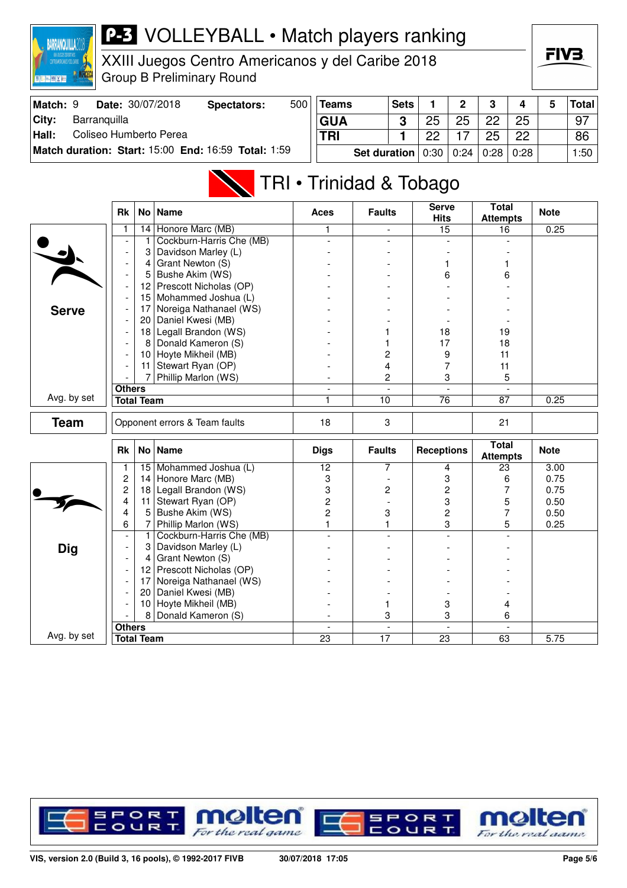# P-3 VOLLEYBALL • Match players ranking

XXIII Juegos Centro Americanos y del Caribe 2018

Group B Preliminary Round

| Match: 9 | Date: 30/07/2018 | Spectators: | 500 |
|---|---|---|---|
| City: | Barranquilla | | |
| Hall: | Coliseo Humberto Perea | | |
| Match duration: | Start: 15:00 | End: 16:59 | Total: 1:59 |

| Teams | Sets | 1 | 2 | 3 | 4 | 5 | Total |
|---|---|---|---|---|---|---|---|
| GUA | 3 | 25 | 25 | 22 | 25 | | 97 |
| TRI | 1 | 22 | 17 | 25 | 22 | | 86 |
| Set duration | | 0:30 | 0:24 | 0:28 | 0:28 | | 1:50 |

## TRI • Trinidad & Tobago

### Serve

| Rk | No | Name | Aces | Faults | Serve Hits | Total Attempts | Note |
|---|---|---|---|---|---|---|---|
| 1 | 14 | Honore Marc (MB) | 1 | - | 15 | 16 | 0.25 |
| - | 1 | Cockburn-Harris Che (MB) | - | - | - | - | |
| - | 3 | Davidson Marley (L) | - | - | - | - | |
| - | 4 | Grant Newton (S) | - | - | 1 | 1 | |
| - | 5 | Bushe Akim (WS) | - | - | 6 | 6 | |
| - | 12 | Prescott Nicholas (OP) | - | - | - | - | |
| - | 15 | Mohammed Joshua (L) | - | - | - | - | |
| - | 17 | Noreiga Nathanael (WS) | - | - | - | - | |
| - | 20 | Daniel Kwesi (MB) | - | - | - | - | |
| - | 18 | Legall Brandon (WS) | - | 1 | 18 | 19 | |
| - | 8 | Donald Kameron (S) | - | 1 | 17 | 18 | |
| - | 10 | Hoyte Mikheil (MB) | - | 2 | 9 | 11 | |
| - | 11 | Stewart Ryan (OP) | - | 4 | 7 | 11 | |
| - | 7 | Phillip Marlon (WS) | - | 2 | 3 | 5 | |
| Others | | | - | - | - | - | |
| Total Team | | | 1 | 10 | 76 | 87 | 0.25 |

Avg. by set

### Team

| | Aces | Faults | Serve Hits | Total Attempts | Note |
|---|---|---|---|---|---|
| Opponent errors & Team faults | 18 | 3 | | 21 | |

### Dig

| Rk | No | Name | Digs | Faults | Receptions | Total Attempts | Note |
|---|---|---|---|---|---|---|---|
| 1 | 15 | Mohammed Joshua (L) | 12 | 7 | 4 | 23 | 3.00 |
| 2 | 14 | Honore Marc (MB) | 3 | - | 3 | 6 | 0.75 |
| 2 | 18 | Legall Brandon (WS) | 3 | 2 | 2 | 7 | 0.75 |
| 4 | 11 | Stewart Ryan (OP) | 2 | - | 3 | 5 | 0.50 |
| 4 | 5 | Bushe Akim (WS) | 2 | 3 | 2 | 7 | 0.50 |
| 6 | 7 | Phillip Marlon (WS) | 1 | 1 | 3 | 5 | 0.25 |
| - | 1 | Cockburn-Harris Che (MB) | - | - | - | - | |
| - | 3 | Davidson Marley (L) | - | - | - | - | |
| - | 4 | Grant Newton (S) | - | - | - | - | |
| - | 12 | Prescott Nicholas (OP) | - | - | - | - | |
| - | 17 | Noreiga Nathanael (WS) | - | - | - | - | |
| - | 20 | Daniel Kwesi (MB) | - | - | - | - | |
| - | 10 | Hoyte Mikheil (MB) | - | 1 | 3 | 4 | |
| - | 8 | Donald Kameron (S) | - | 3 | 3 | 6 | |
| Others | | | - | - | - | - | |
| Total Team | | | 23 | 17 | 23 | 63 | 5.75 |

Avg. by set

VIS, version 2.0 (Build 3, 16 pools), © 1992-2017 FIVB 30/07/2018 17:05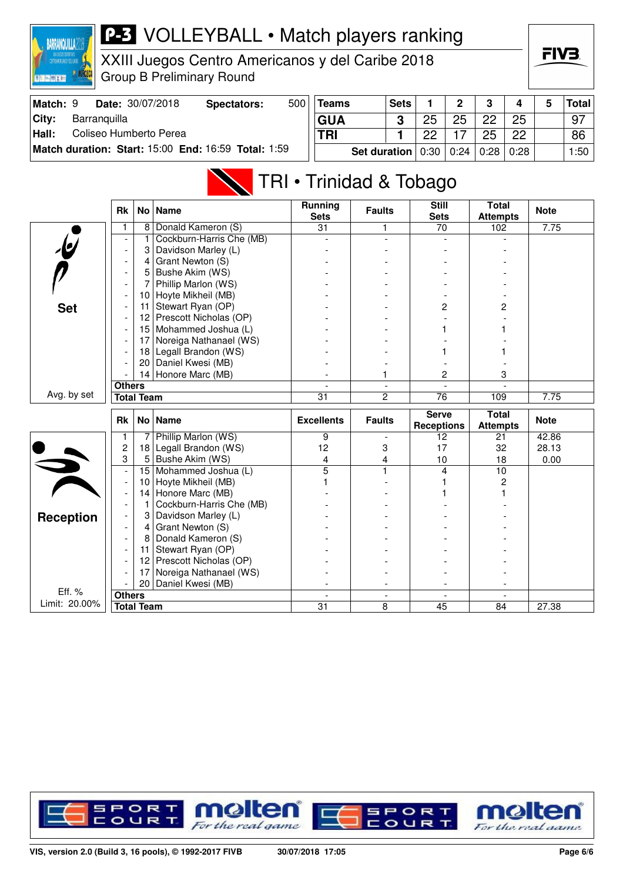# P-3 VOLLEYBALL • Match players ranking

XXIII Juegos Centro Americanos y del Caribe 2018
Group B Preliminary Round

| | | | |
|---|---|---|---|
| **Match:** 9 | **Date:** 30/07/2018 | **Spectators:** | 500 |
| **City:** | Barranquilla | | |
| **Hall:** | Coliseo Humberto Perea | | |
| **Match duration: Start:** 15:00 | **End:** 16:59 | **Total:** 1:59 | |

| Teams | Sets | 1 | 2 | 3 | 4 | 5 | Total |
|---|---|---|---|---|---|---|---|
| GUA | 3 | 25 | 25 | 22 | 25 | | 97 |
| TRI | 1 | 22 | 17 | 25 | 22 | | 86 |
| Set duration | | 0:30 | 0:24 | 0:28 | 0:28 | | 1:50 |

## TRI • Trinidad & Tobago

### Set

| Rk | No | Name | Running Sets | Faults | Still Sets | Total Attempts | Note |
|---|---|---|---|---|---|---|---|
| 1 | 8 | Donald Kameron (S) | 31 | 1 | 70 | 102 | 7.75 |
| - | 1 | Cockburn-Harris Che (MB) | - | - | - | - | |
| - | 3 | Davidson Marley (L) | - | - | - | - | |
| - | 4 | Grant Newton (S) | - | - | - | - | |
| - | 5 | Bushe Akim (WS) | - | - | - | - | |
| - | 7 | Phillip Marlon (WS) | - | - | - | - | |
| - | 10 | Hoyte Mikheil (MB) | - | - | - | - | |
| - | 11 | Stewart Ryan (OP) | - | - | 2 | 2 | |
| - | 12 | Prescott Nicholas (OP) | - | - | - | - | |
| - | 15 | Mohammed Joshua (L) | - | - | 1 | 1 | |
| - | 17 | Noreiga Nathanael (WS) | - | - | - | - | |
| - | 18 | Legall Brandon (WS) | - | - | 1 | 1 | |
| - | 20 | Daniel Kwesi (MB) | - | - | - | - | |
| - | 14 | Honore Marc (MB) | - | 1 | 2 | 3 | |
| **Others** | | | - | - | - | - | |
| **Total Team** | | | 31 | 2 | 76 | 109 | 7.75 |

Avg. by set

### Reception

| Rk | No | Name | Excellents | Faults | Serve Receptions | Total Attempts | Note |
|---|---|---|---|---|---|---|---|
| 1 | 7 | Phillip Marlon (WS) | 9 | - | 12 | 21 | 42.86 |
| 2 | 18 | Legall Brandon (WS) | 12 | 3 | 17 | 32 | 28.13 |
| 3 | 5 | Bushe Akim (WS) | 4 | 4 | 10 | 18 | 0.00 |
| - | 15 | Mohammed Joshua (L) | 5 | 1 | 4 | 10 | |
| - | 10 | Hoyte Mikheil (MB) | 1 | - | 1 | 2 | |
| - | 14 | Honore Marc (MB) | - | - | 1 | 1 | |
| - | 1 | Cockburn-Harris Che (MB) | - | - | - | - | |
| - | 3 | Davidson Marley (L) | - | - | - | - | |
| - | 4 | Grant Newton (S) | - | - | - | - | |
| - | 8 | Donald Kameron (S) | - | - | - | - | |
| - | 11 | Stewart Ryan (OP) | - | - | - | - | |
| - | 12 | Prescott Nicholas (OP) | - | - | - | - | |
| - | 17 | Noreiga Nathanael (WS) | - | - | - | - | |
| - | 20 | Daniel Kwesi (MB) | - | - | - | - | |
| **Others** | | | - | - | - | - | |
| **Total Team** | | | 31 | 8 | 45 | 84 | 27.38 |

Eff. %
Limit: 20.00%

VIS, version 2.0 (Build 3, 16 pools), © 1992-2017 FIVB 30/07/2018 17:05